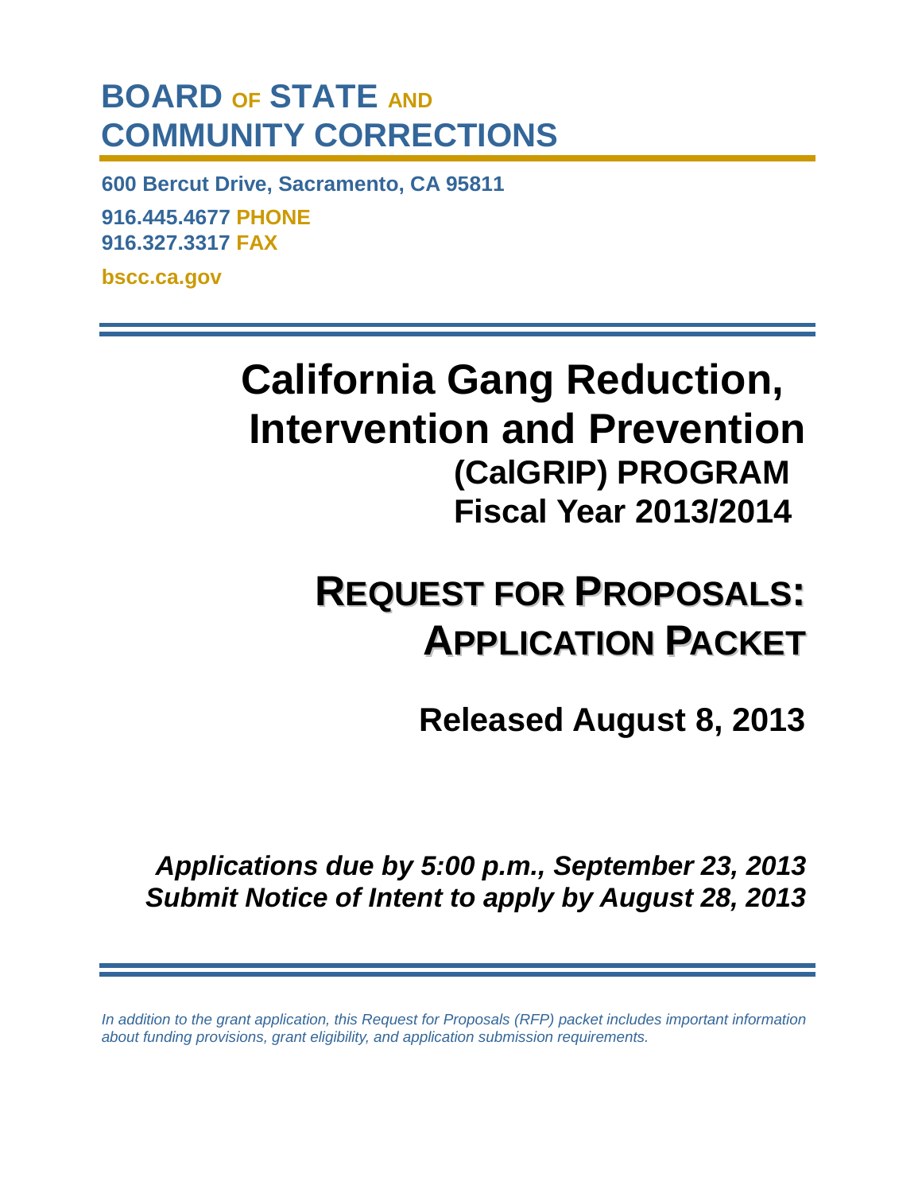# BOARD OF STATE AND COMMUNITY CORRECTIONS

**600 Bercut Drive, Sacramento, CA 95811**

**916.445.4677 PHONE**
**916.327.3317 FAX**

**bscc.ca.gov**

# California Gang Reduction, Intervention and Prevention

## (CalGRIP) PROGRAM
## Fiscal Year 2013/2014

# REQUEST FOR PROPOSALS: APPLICATION PACKET

## Released August 8, 2013

***Applications due by 5:00 p.m., September 23, 2013***
***Submit Notice of Intent to apply by August 28, 2013***

*In addition to the grant application, this Request for Proposals (RFP) packet includes important information about funding provisions, grant eligibility, and application submission requirements.*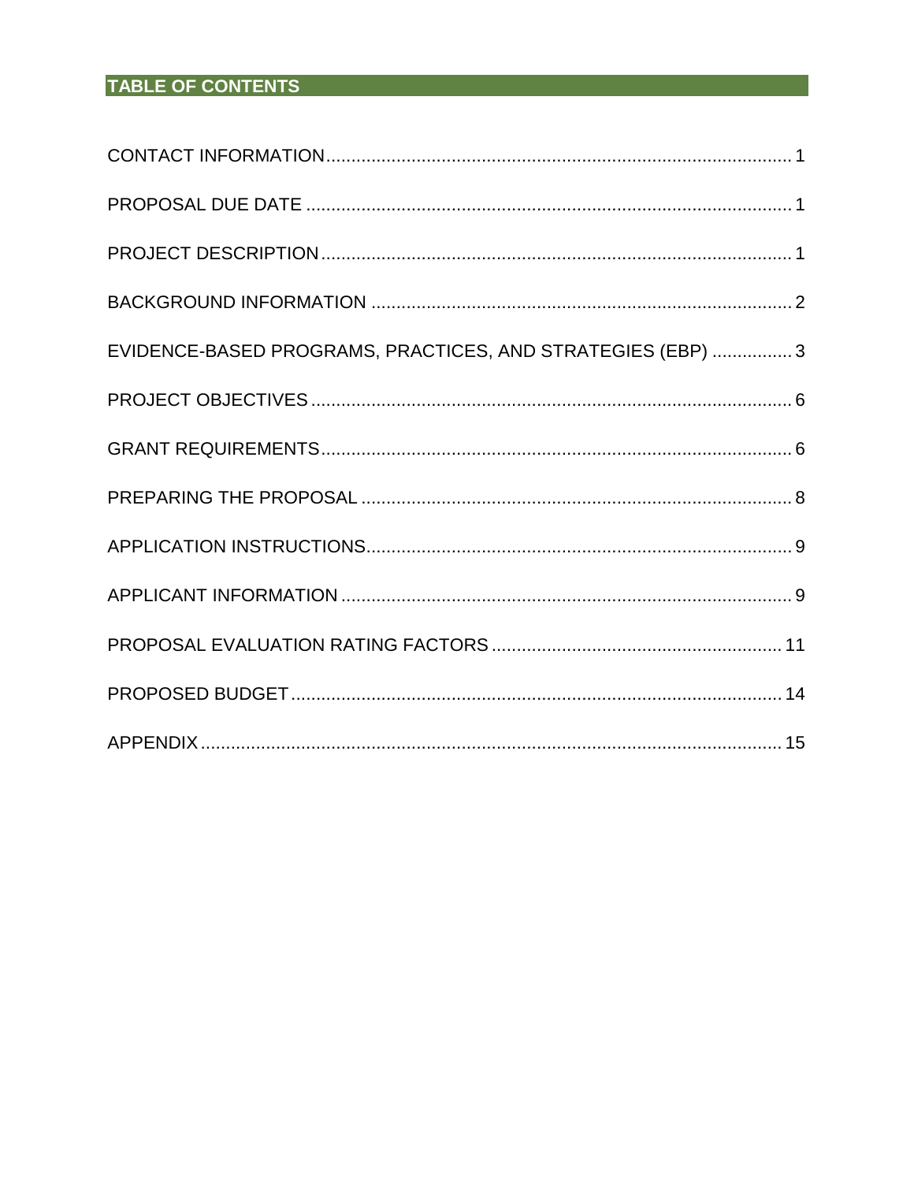## TABLE OF CONTENTS

CONTACT INFORMATION ........ 1

PROPOSAL DUE DATE ........ 1

PROJECT DESCRIPTION ........ 1

BACKGROUND INFORMATION ........ 2

EVIDENCE-BASED PROGRAMS, PRACTICES, AND STRATEGIES (EBP) ........ 3

PROJECT OBJECTIVES ........ 6

GRANT REQUIREMENTS ........ 6

PREPARING THE PROPOSAL ........ 8

APPLICATION INSTRUCTIONS ........ 9

APPLICANT INFORMATION ........ 9

PROPOSAL EVALUATION RATING FACTORS ........ 11

PROPOSED BUDGET ........ 14

APPENDIX ........ 15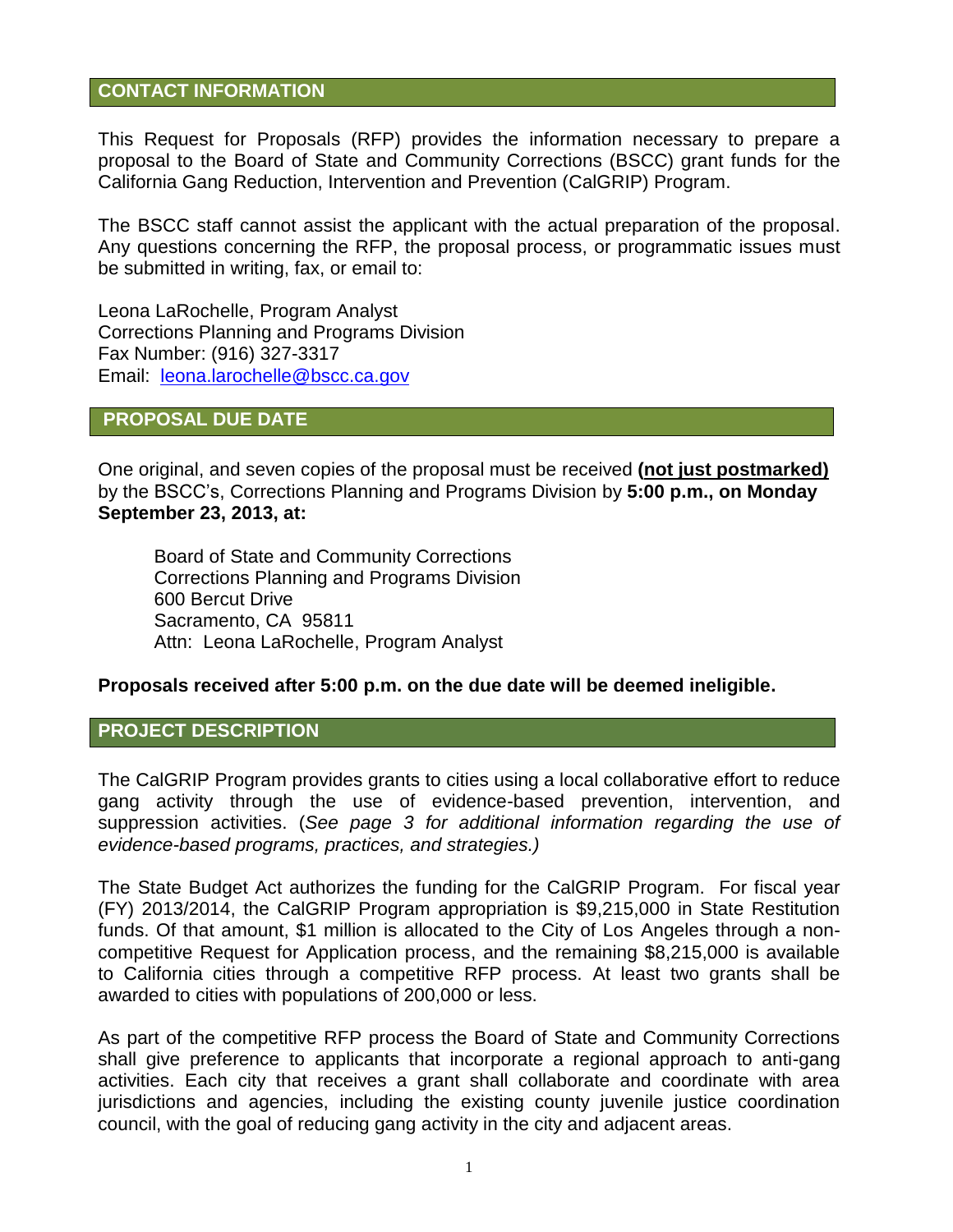## CONTACT INFORMATION

This Request for Proposals (RFP) provides the information necessary to prepare a proposal to the Board of State and Community Corrections (BSCC) grant funds for the California Gang Reduction, Intervention and Prevention (CalGRIP) Program.

The BSCC staff cannot assist the applicant with the actual preparation of the proposal. Any questions concerning the RFP, the proposal process, or programmatic issues must be submitted in writing, fax, or email to:

Leona LaRochelle, Program Analyst
Corrections Planning and Programs Division
Fax Number: (916) 327-3317
Email: leona.larochelle@bscc.ca.gov

## PROPOSAL DUE DATE

One original, and seven copies of the proposal must be received **(not just postmarked)** by the BSCC's, Corrections Planning and Programs Division by **5:00 p.m., on Monday September 23, 2013, at:**

> Board of State and Community Corrections
> Corrections Planning and Programs Division
> 600 Bercut Drive
> Sacramento, CA 95811
> Attn: Leona LaRochelle, Program Analyst

**Proposals received after 5:00 p.m. on the due date will be deemed ineligible.**

## PROJECT DESCRIPTION

The CalGRIP Program provides grants to cities using a local collaborative effort to reduce gang activity through the use of evidence-based prevention, intervention, and suppression activities. (*See page 3 for additional information regarding the use of evidence-based programs, practices, and strategies.)*

The State Budget Act authorizes the funding for the CalGRIP Program. For fiscal year (FY) 2013/2014, the CalGRIP Program appropriation is $9,215,000 in State Restitution funds. Of that amount, $1 million is allocated to the City of Los Angeles through a non-competitive Request for Application process, and the remaining $8,215,000 is available to California cities through a competitive RFP process. At least two grants shall be awarded to cities with populations of 200,000 or less.

As part of the competitive RFP process the Board of State and Community Corrections shall give preference to applicants that incorporate a regional approach to anti-gang activities. Each city that receives a grant shall collaborate and coordinate with area jurisdictions and agencies, including the existing county juvenile justice coordination council, with the goal of reducing gang activity in the city and adjacent areas.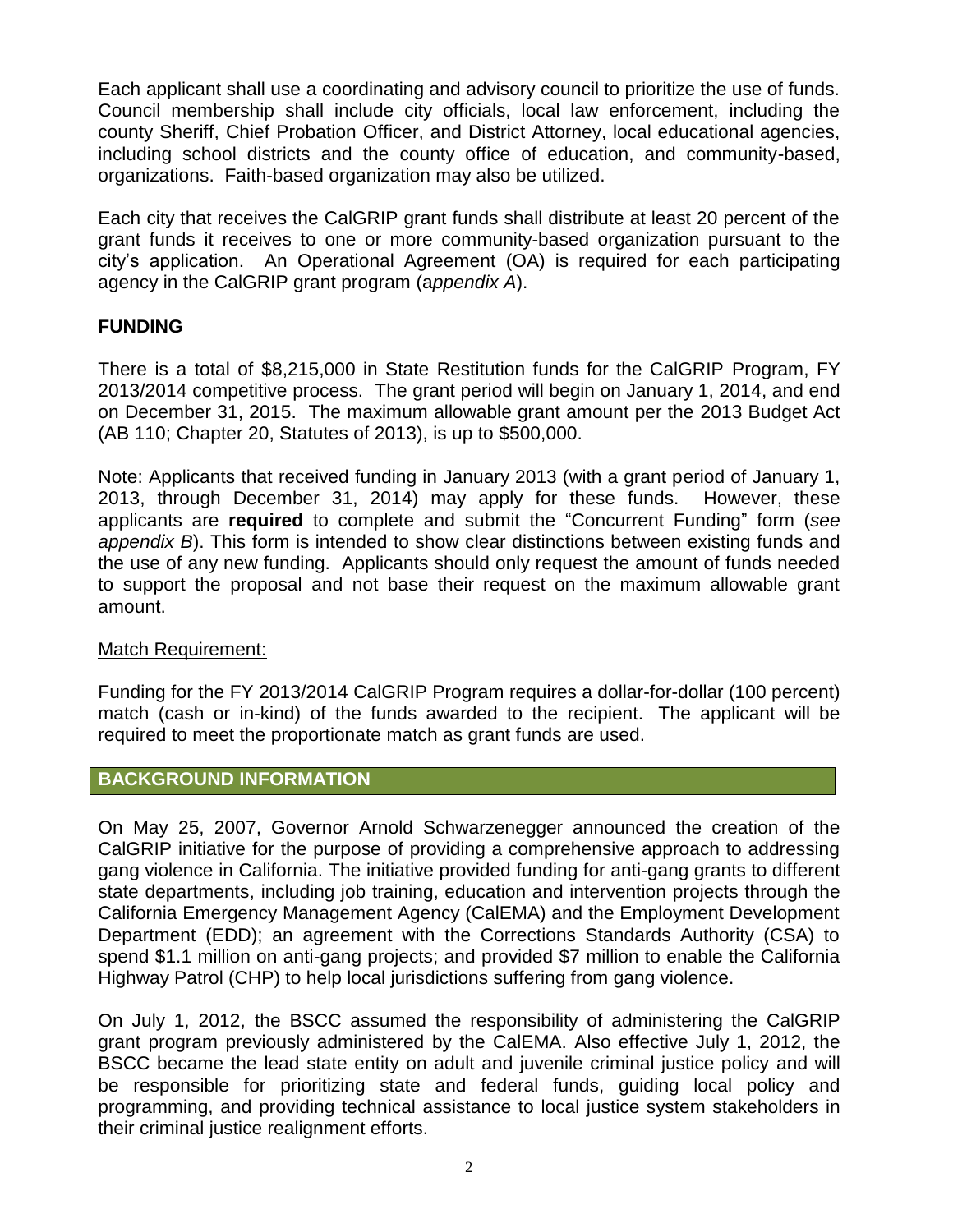Each applicant shall use a coordinating and advisory council to prioritize the use of funds. Council membership shall include city officials, local law enforcement, including the county Sheriff, Chief Probation Officer, and District Attorney, local educational agencies, including school districts and the county office of education, and community-based, organizations. Faith-based organization may also be utilized.

Each city that receives the CalGRIP grant funds shall distribute at least 20 percent of the grant funds it receives to one or more community-based organization pursuant to the city's application. An Operational Agreement (OA) is required for each participating agency in the CalGRIP grant program (a*ppendix A*).

## FUNDING

There is a total of $8,215,000 in State Restitution funds for the CalGRIP Program, FY 2013/2014 competitive process. The grant period will begin on January 1, 2014, and end on December 31, 2015. The maximum allowable grant amount per the 2013 Budget Act (AB 110; Chapter 20, Statutes of 2013), is up to $500,000.

Note: Applicants that received funding in January 2013 (with a grant period of January 1, 2013, through December 31, 2014) may apply for these funds. However, these applicants are **required** to complete and submit the "Concurrent Funding" form (*see appendix B*). This form is intended to show clear distinctions between existing funds and the use of any new funding. Applicants should only request the amount of funds needed to support the proposal and not base their request on the maximum allowable grant amount.

Match Requirement:

Funding for the FY 2013/2014 CalGRIP Program requires a dollar-for-dollar (100 percent) match (cash or in-kind) of the funds awarded to the recipient. The applicant will be required to meet the proportionate match as grant funds are used.

## BACKGROUND INFORMATION

On May 25, 2007, Governor Arnold Schwarzenegger announced the creation of the CalGRIP initiative for the purpose of providing a comprehensive approach to addressing gang violence in California. The initiative provided funding for anti-gang grants to different state departments, including job training, education and intervention projects through the California Emergency Management Agency (CalEMA) and the Employment Development Department (EDD); an agreement with the Corrections Standards Authority (CSA) to spend $1.1 million on anti-gang projects; and provided $7 million to enable the California Highway Patrol (CHP) to help local jurisdictions suffering from gang violence.

On July 1, 2012, the BSCC assumed the responsibility of administering the CalGRIP grant program previously administered by the CalEMA. Also effective July 1, 2012, the BSCC became the lead state entity on adult and juvenile criminal justice policy and will be responsible for prioritizing state and federal funds, guiding local policy and programming, and providing technical assistance to local justice system stakeholders in their criminal justice realignment efforts.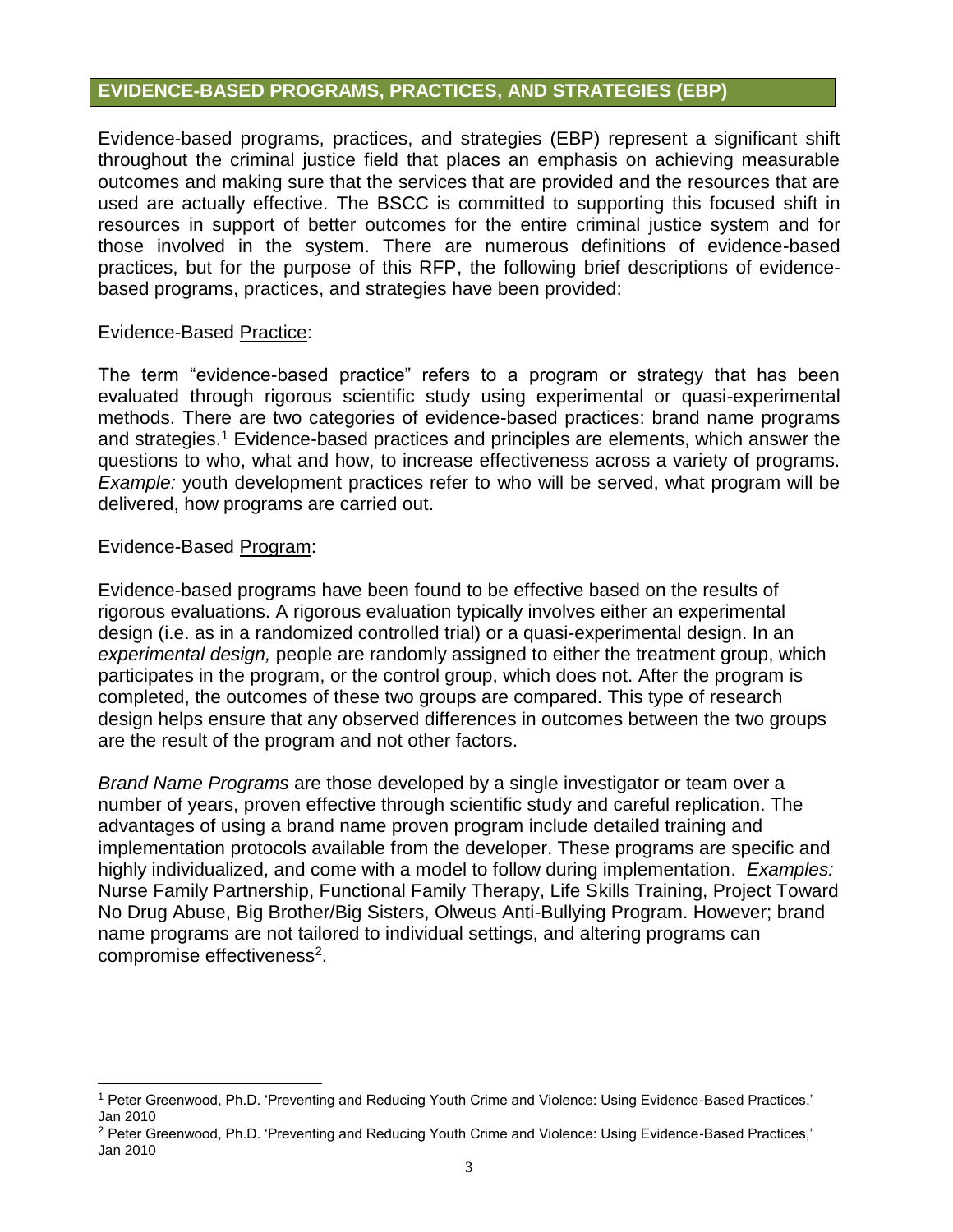## EVIDENCE-BASED PROGRAMS, PRACTICES, AND STRATEGIES (EBP)

Evidence-based programs, practices, and strategies (EBP) represent a significant shift throughout the criminal justice field that places an emphasis on achieving measurable outcomes and making sure that the services that are provided and the resources that are used are actually effective. The BSCC is committed to supporting this focused shift in resources in support of better outcomes for the entire criminal justice system and for those involved in the system. There are numerous definitions of evidence-based practices, but for the purpose of this RFP, the following brief descriptions of evidence-based programs, practices, and strategies have been provided:

Evidence-Based Practice:

The term "evidence-based practice" refers to a program or strategy that has been evaluated through rigorous scientific study using experimental or quasi-experimental methods. There are two categories of evidence-based practices: brand name programs and strategies.[1] Evidence-based practices and principles are elements, which answer the questions to who, what and how, to increase effectiveness across a variety of programs. *Example:* youth development practices refer to who will be served, what program will be delivered, how programs are carried out.

Evidence-Based Program:

Evidence-based programs have been found to be effective based on the results of rigorous evaluations. A rigorous evaluation typically involves either an experimental design (i.e. as in a randomized controlled trial) or a quasi-experimental design. In an *experimental design,* people are randomly assigned to either the treatment group, which participates in the program, or the control group, which does not. After the program is completed, the outcomes of these two groups are compared. This type of research design helps ensure that any observed differences in outcomes between the two groups are the result of the program and not other factors.

*Brand Name Programs* are those developed by a single investigator or team over a number of years, proven effective through scientific study and careful replication. The advantages of using a brand name proven program include detailed training and implementation protocols available from the developer. These programs are specific and highly individualized, and come with a model to follow during implementation. *Examples:* Nurse Family Partnership, Functional Family Therapy, Life Skills Training, Project Toward No Drug Abuse, Big Brother/Big Sisters, Olweus Anti-Bullying Program. However; brand name programs are not tailored to individual settings, and altering programs can compromise effectiveness[2].

---

[1] Peter Greenwood, Ph.D. 'Preventing and Reducing Youth Crime and Violence: Using Evidence-Based Practices,' Jan 2010

[2] Peter Greenwood, Ph.D. 'Preventing and Reducing Youth Crime and Violence: Using Evidence-Based Practices,' Jan 2010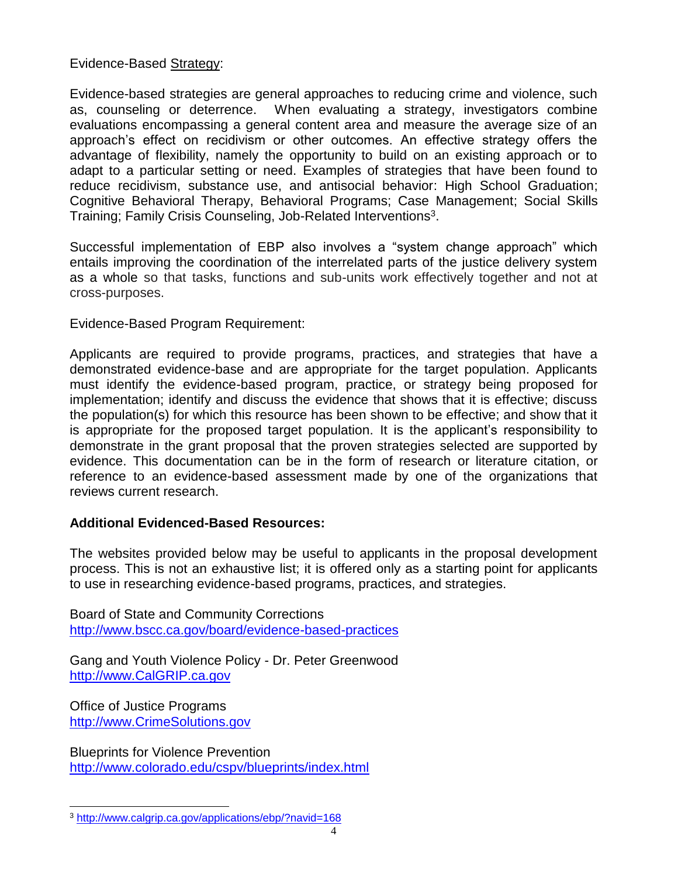Evidence-Based Strategy:

Evidence-based strategies are general approaches to reducing crime and violence, such as, counseling or deterrence. When evaluating a strategy, investigators combine evaluations encompassing a general content area and measure the average size of an approach's effect on recidivism or other outcomes. An effective strategy offers the advantage of flexibility, namely the opportunity to build on an existing approach or to adapt to a particular setting or need. Examples of strategies that have been found to reduce recidivism, substance use, and antisocial behavior: High School Graduation; Cognitive Behavioral Therapy, Behavioral Programs; Case Management; Social Skills Training; Family Crisis Counseling, Job-Related Interventions[3].

Successful implementation of EBP also involves a "system change approach" which entails improving the coordination of the interrelated parts of the justice delivery system as a whole so that tasks, functions and sub-units work effectively together and not at cross-purposes.

Evidence-Based Program Requirement:

Applicants are required to provide programs, practices, and strategies that have a demonstrated evidence-base and are appropriate for the target population. Applicants must identify the evidence-based program, practice, or strategy being proposed for implementation; identify and discuss the evidence that shows that it is effective; discuss the population(s) for which this resource has been shown to be effective; and show that it is appropriate for the proposed target population. It is the applicant's responsibility to demonstrate in the grant proposal that the proven strategies selected are supported by evidence. This documentation can be in the form of research or literature citation, or reference to an evidence-based assessment made by one of the organizations that reviews current research.

**Additional Evidenced-Based Resources:**

The websites provided below may be useful to applicants in the proposal development process. This is not an exhaustive list; it is offered only as a starting point for applicants to use in researching evidence-based programs, practices, and strategies.

Board of State and Community Corrections
http://www.bscc.ca.gov/board/evidence-based-practices

Gang and Youth Violence Policy - Dr. Peter Greenwood
http://www.CalGRIP.ca.gov

Office of Justice Programs
http://www.CrimeSolutions.gov

Blueprints for Violence Prevention
http://www.colorado.edu/cspv/blueprints/index.html

[3] http://www.calgrip.ca.gov/applications/ebp/?navid=168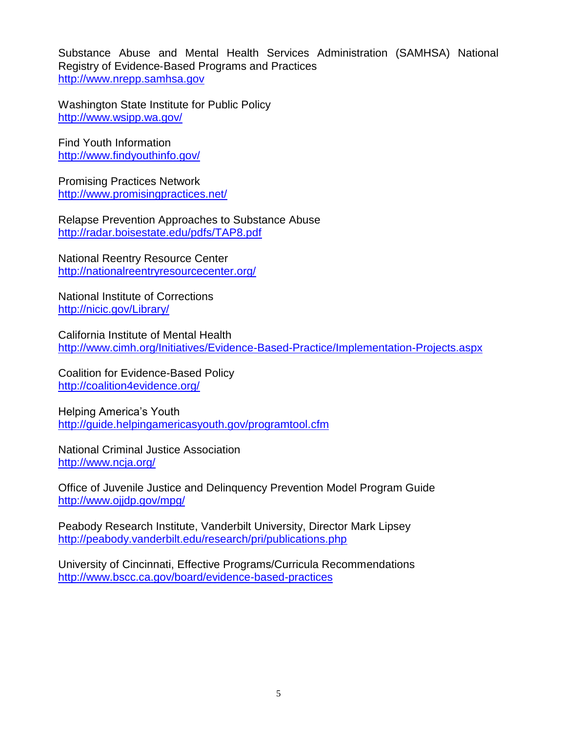Substance Abuse and Mental Health Services Administration (SAMHSA) National Registry of Evidence-Based Programs and Practices
http://www.nrepp.samhsa.gov

Washington State Institute for Public Policy
http://www.wsipp.wa.gov/

Find Youth Information
http://www.findyouthinfo.gov/

Promising Practices Network
http://www.promisingpractices.net/

Relapse Prevention Approaches to Substance Abuse
http://radar.boisestate.edu/pdfs/TAP8.pdf

National Reentry Resource Center
http://nationalreentryresourcecenter.org/

National Institute of Corrections
http://nicic.gov/Library/

California Institute of Mental Health
http://www.cimh.org/Initiatives/Evidence-Based-Practice/Implementation-Projects.aspx

Coalition for Evidence-Based Policy
http://coalition4evidence.org/

Helping America's Youth
http://guide.helpingamericasyouth.gov/programtool.cfm

National Criminal Justice Association
http://www.ncja.org/

Office of Juvenile Justice and Delinquency Prevention Model Program Guide
http://www.ojjdp.gov/mpg/

Peabody Research Institute, Vanderbilt University, Director Mark Lipsey
http://peabody.vanderbilt.edu/research/pri/publications.php

University of Cincinnati, Effective Programs/Curricula Recommendations
http://www.bscc.ca.gov/board/evidence-based-practices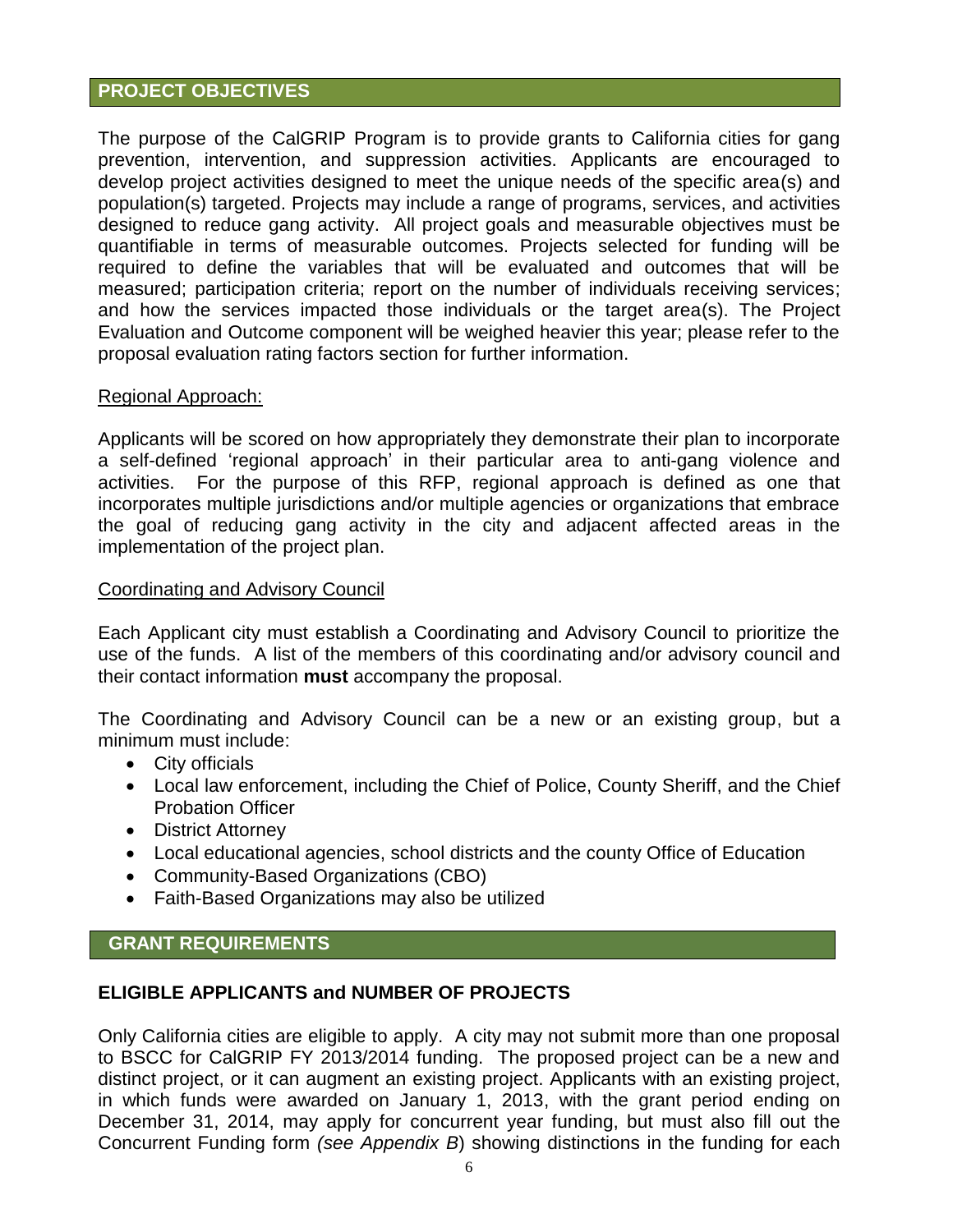## PROJECT OBJECTIVES

The purpose of the CalGRIP Program is to provide grants to California cities for gang prevention, intervention, and suppression activities. Applicants are encouraged to develop project activities designed to meet the unique needs of the specific area(s) and population(s) targeted. Projects may include a range of programs, services, and activities designed to reduce gang activity. All project goals and measurable objectives must be quantifiable in terms of measurable outcomes. Projects selected for funding will be required to define the variables that will be evaluated and outcomes that will be measured; participation criteria; report on the number of individuals receiving services; and how the services impacted those individuals or the target area(s). The Project Evaluation and Outcome component will be weighed heavier this year; please refer to the proposal evaluation rating factors section for further information.

Regional Approach:

Applicants will be scored on how appropriately they demonstrate their plan to incorporate a self-defined 'regional approach' in their particular area to anti-gang violence and activities. For the purpose of this RFP, regional approach is defined as one that incorporates multiple jurisdictions and/or multiple agencies or organizations that embrace the goal of reducing gang activity in the city and adjacent affected areas in the implementation of the project plan.

Coordinating and Advisory Council

Each Applicant city must establish a Coordinating and Advisory Council to prioritize the use of the funds. A list of the members of this coordinating and/or advisory council and their contact information **must** accompany the proposal.

The Coordinating and Advisory Council can be a new or an existing group, but a minimum must include:

- City officials
- Local law enforcement, including the Chief of Police, County Sheriff, and the Chief Probation Officer
- District Attorney
- Local educational agencies, school districts and the county Office of Education
- Community-Based Organizations (CBO)
- Faith-Based Organizations may also be utilized

## GRANT REQUIREMENTS

### ELIGIBLE APPLICANTS and NUMBER OF PROJECTS

Only California cities are eligible to apply. A city may not submit more than one proposal to BSCC for CalGRIP FY 2013/2014 funding. The proposed project can be a new and distinct project, or it can augment an existing project. Applicants with an existing project, in which funds were awarded on January 1, 2013, with the grant period ending on December 31, 2014, may apply for concurrent year funding, but must also fill out the Concurrent Funding form *(see Appendix B*) showing distinctions in the funding for each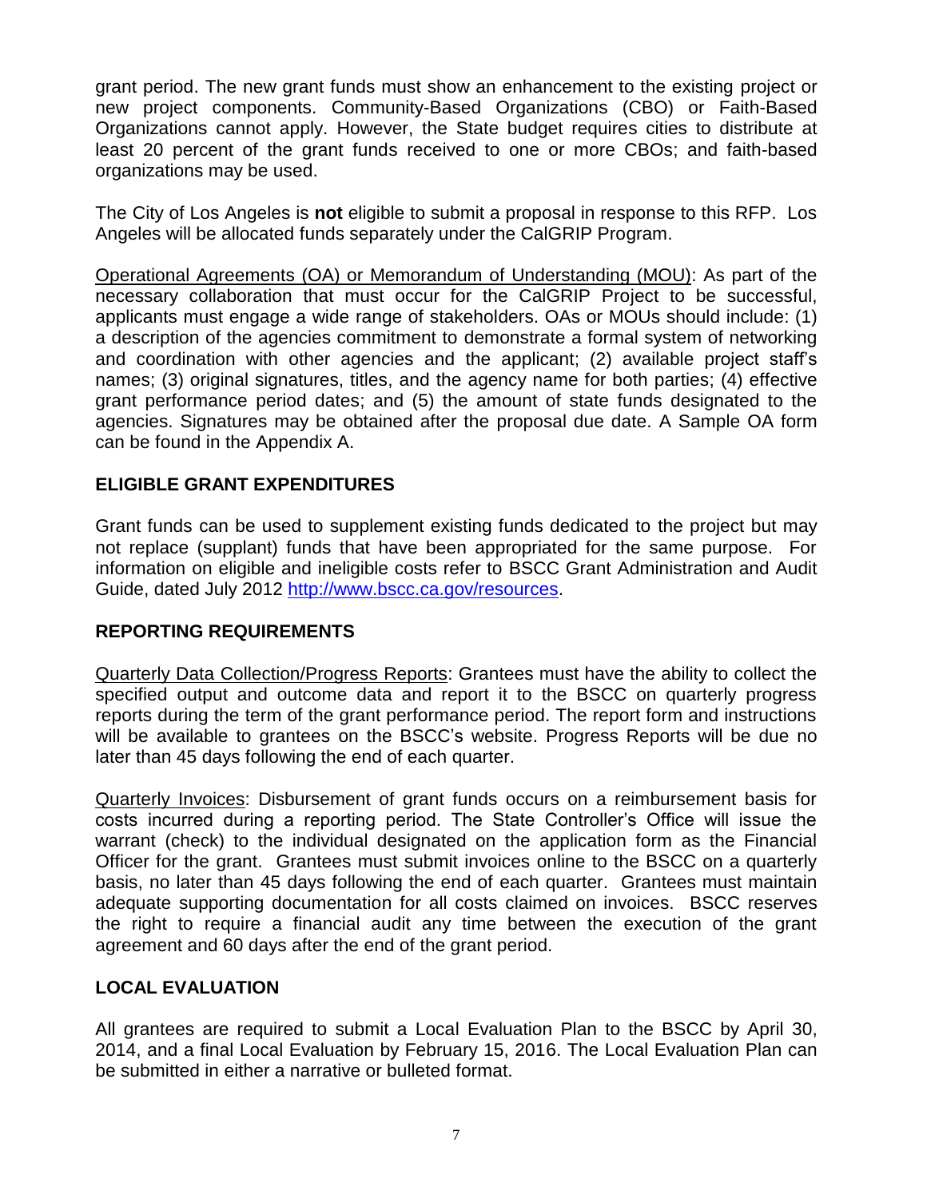grant period. The new grant funds must show an enhancement to the existing project or new project components. Community-Based Organizations (CBO) or Faith-Based Organizations cannot apply. However, the State budget requires cities to distribute at least 20 percent of the grant funds received to one or more CBOs; and faith-based organizations may be used.

The City of Los Angeles is **not** eligible to submit a proposal in response to this RFP. Los Angeles will be allocated funds separately under the CalGRIP Program.

<u>Operational Agreements (OA) or Memorandum of Understanding (MOU)</u>: As part of the necessary collaboration that must occur for the CalGRIP Project to be successful, applicants must engage a wide range of stakeholders. OAs or MOUs should include: (1) a description of the agencies commitment to demonstrate a formal system of networking and coordination with other agencies and the applicant; (2) available project staff's names; (3) original signatures, titles, and the agency name for both parties; (4) effective grant performance period dates; and (5) the amount of state funds designated to the agencies. Signatures may be obtained after the proposal due date. A Sample OA form can be found in the Appendix A.

## ELIGIBLE GRANT EXPENDITURES

Grant funds can be used to supplement existing funds dedicated to the project but may not replace (supplant) funds that have been appropriated for the same purpose. For information on eligible and ineligible costs refer to BSCC Grant Administration and Audit Guide, dated July 2012 http://www.bscc.ca.gov/resources.

## REPORTING REQUIREMENTS

<u>Quarterly Data Collection/Progress Reports</u>: Grantees must have the ability to collect the specified output and outcome data and report it to the BSCC on quarterly progress reports during the term of the grant performance period. The report form and instructions will be available to grantees on the BSCC's website. Progress Reports will be due no later than 45 days following the end of each quarter.

<u>Quarterly Invoices</u>: Disbursement of grant funds occurs on a reimbursement basis for costs incurred during a reporting period. The State Controller's Office will issue the warrant (check) to the individual designated on the application form as the Financial Officer for the grant. Grantees must submit invoices online to the BSCC on a quarterly basis, no later than 45 days following the end of each quarter. Grantees must maintain adequate supporting documentation for all costs claimed on invoices. BSCC reserves the right to require a financial audit any time between the execution of the grant agreement and 60 days after the end of the grant period.

## LOCAL EVALUATION

All grantees are required to submit a Local Evaluation Plan to the BSCC by April 30, 2014, and a final Local Evaluation by February 15, 2016. The Local Evaluation Plan can be submitted in either a narrative or bulleted format.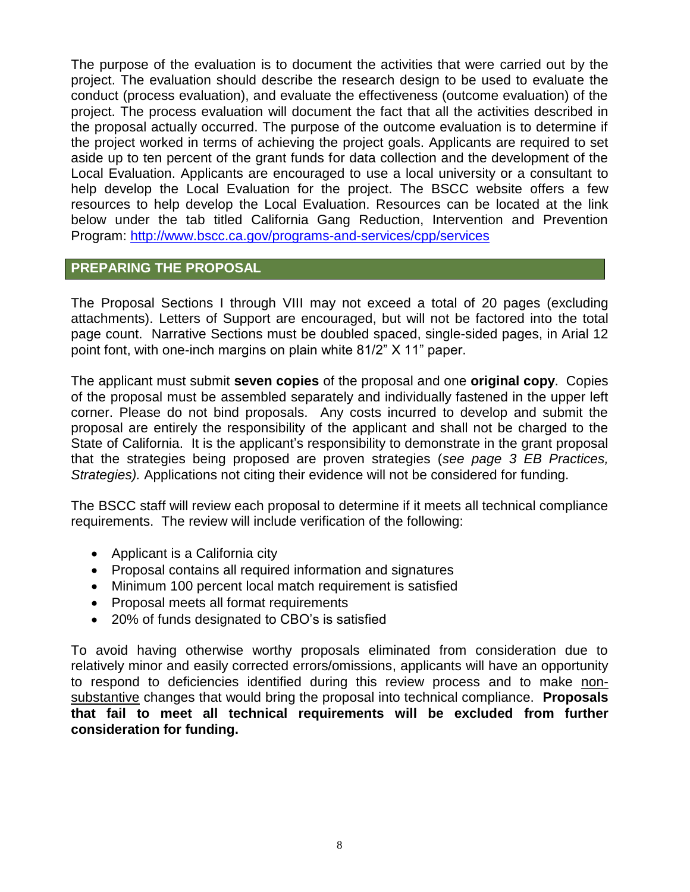The purpose of the evaluation is to document the activities that were carried out by the project. The evaluation should describe the research design to be used to evaluate the conduct (process evaluation), and evaluate the effectiveness (outcome evaluation) of the project. The process evaluation will document the fact that all the activities described in the proposal actually occurred. The purpose of the outcome evaluation is to determine if the project worked in terms of achieving the project goals. Applicants are required to set aside up to ten percent of the grant funds for data collection and the development of the Local Evaluation. Applicants are encouraged to use a local university or a consultant to help develop the Local Evaluation for the project. The BSCC website offers a few resources to help develop the Local Evaluation. Resources can be located at the link below under the tab titled California Gang Reduction, Intervention and Prevention Program: http://www.bscc.ca.gov/programs-and-services/cpp/services

## PREPARING THE PROPOSAL

The Proposal Sections I through VIII may not exceed a total of 20 pages (excluding attachments). Letters of Support are encouraged, but will not be factored into the total page count. Narrative Sections must be doubled spaced, single-sided pages, in Arial 12 point font, with one-inch margins on plain white 81/2" X 11" paper.

The applicant must submit **seven copies** of the proposal and one **original copy**. Copies of the proposal must be assembled separately and individually fastened in the upper left corner. Please do not bind proposals. Any costs incurred to develop and submit the proposal are entirely the responsibility of the applicant and shall not be charged to the State of California. It is the applicant's responsibility to demonstrate in the grant proposal that the strategies being proposed are proven strategies (*see page 3 EB Practices, Strategies).* Applications not citing their evidence will not be considered for funding.

The BSCC staff will review each proposal to determine if it meets all technical compliance requirements. The review will include verification of the following:

- Applicant is a California city
- Proposal contains all required information and signatures
- Minimum 100 percent local match requirement is satisfied
- Proposal meets all format requirements
- 20% of funds designated to CBO's is satisfied

To avoid having otherwise worthy proposals eliminated from consideration due to relatively minor and easily corrected errors/omissions, applicants will have an opportunity to respond to deficiencies identified during this review process and to make non-substantive changes that would bring the proposal into technical compliance. **Proposals that fail to meet all technical requirements will be excluded from further consideration for funding.**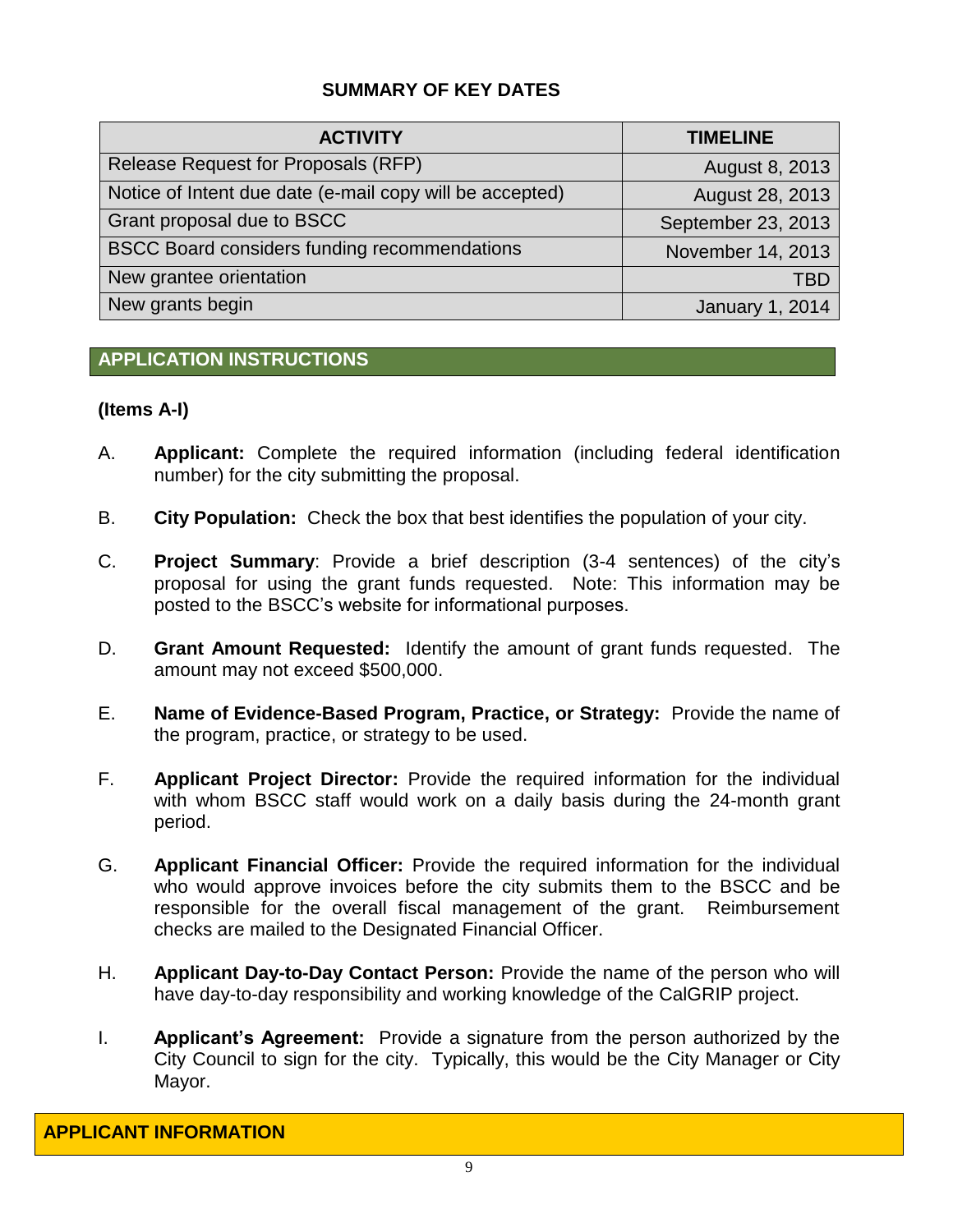## SUMMARY OF KEY DATES

| ACTIVITY | TIMELINE |
| --- | --- |
| Release Request for Proposals (RFP) | August 8, 2013 |
| Notice of Intent due date (e-mail copy will be accepted) | August 28, 2013 |
| Grant proposal due to BSCC | September 23, 2013 |
| BSCC Board considers funding recommendations | November 14, 2013 |
| New grantee orientation | TBD |
| New grants begin | January 1, 2014 |

## APPLICATION INSTRUCTIONS

**(Items A-I)**

A. **Applicant:** Complete the required information (including federal identification number) for the city submitting the proposal.

B. **City Population:** Check the box that best identifies the population of your city.

C. **Project Summary**: Provide a brief description (3-4 sentences) of the city's proposal for using the grant funds requested. Note: This information may be posted to the BSCC's website for informational purposes.

D. **Grant Amount Requested:** Identify the amount of grant funds requested. The amount may not exceed $500,000.

E. **Name of Evidence-Based Program, Practice, or Strategy:** Provide the name of the program, practice, or strategy to be used.

F. **Applicant Project Director:** Provide the required information for the individual with whom BSCC staff would work on a daily basis during the 24-month grant period.

G. **Applicant Financial Officer:** Provide the required information for the individual who would approve invoices before the city submits them to the BSCC and be responsible for the overall fiscal management of the grant. Reimbursement checks are mailed to the Designated Financial Officer.

H. **Applicant Day-to-Day Contact Person:** Provide the name of the person who will have day-to-day responsibility and working knowledge of the CalGRIP project.

I. **Applicant's Agreement:** Provide a signature from the person authorized by the City Council to sign for the city. Typically, this would be the City Manager or City Mayor.

## APPLICANT INFORMATION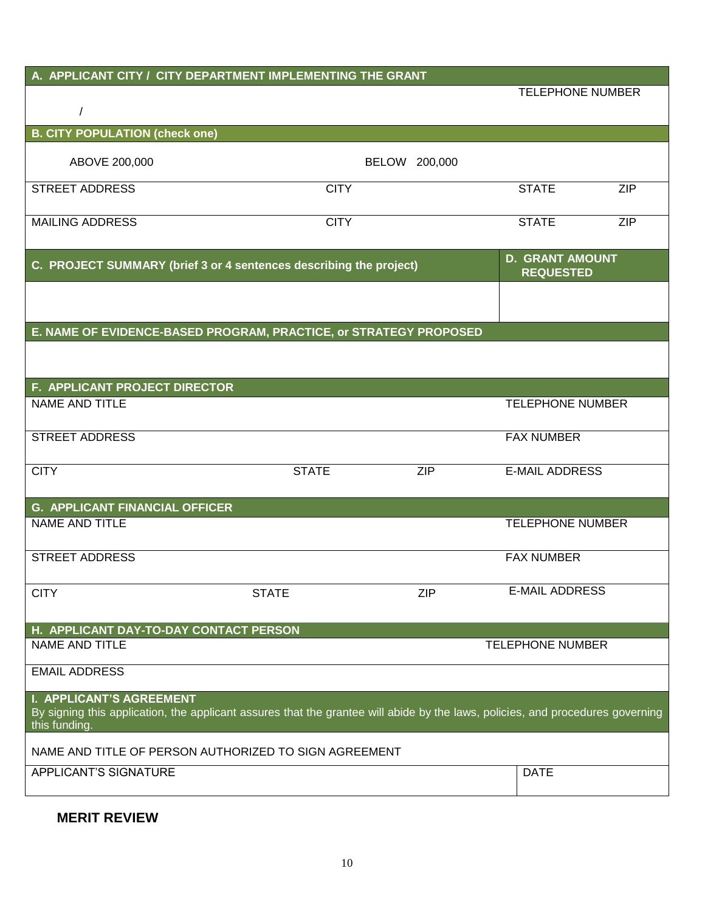| **A. APPLICANT CITY / CITY DEPARTMENT IMPLEMENTING THE GRANT** | | | |
|---|---|---|---|
| / | | | TELEPHONE NUMBER |
| **B. CITY POPULATION (check one)** | | | |
| ABOVE 200,000 | BELOW 200,000 | | |
| STREET ADDRESS | CITY | STATE | ZIP |
| MAILING ADDRESS | CITY | STATE | ZIP |

| **C. PROJECT SUMMARY (brief 3 or 4 sentences describing the project)** | **D. GRANT AMOUNT REQUESTED** |
|---|---|
| | |

| **E. NAME OF EVIDENCE-BASED PROGRAM, PRACTICE, or STRATEGY PROPOSED** |
|---|
| |

| **F. APPLICANT PROJECT DIRECTOR** | | | |
|---|---|---|---|
| NAME AND TITLE | | | TELEPHONE NUMBER |
| STREET ADDRESS | | | FAX NUMBER |
| CITY | STATE | ZIP | E-MAIL ADDRESS |

| **G. APPLICANT FINANCIAL OFFICER** | | | |
|---|---|---|---|
| NAME AND TITLE | | | TELEPHONE NUMBER |
| STREET ADDRESS | | | FAX NUMBER |
| CITY | STATE | ZIP | E-MAIL ADDRESS |

| **H. APPLICANT DAY-TO-DAY CONTACT PERSON** | |
|---|---|
| NAME AND TITLE | TELEPHONE NUMBER |
| EMAIL ADDRESS | |

| **I. APPLICANT'S AGREEMENT**<br>By signing this application, the applicant assures that the grantee will abide by the laws, policies, and procedures governing this funding. | |
|---|---|
| NAME AND TITLE OF PERSON AUTHORIZED TO SIGN AGREEMENT | |
| APPLICANT'S SIGNATURE | DATE |

## MERIT REVIEW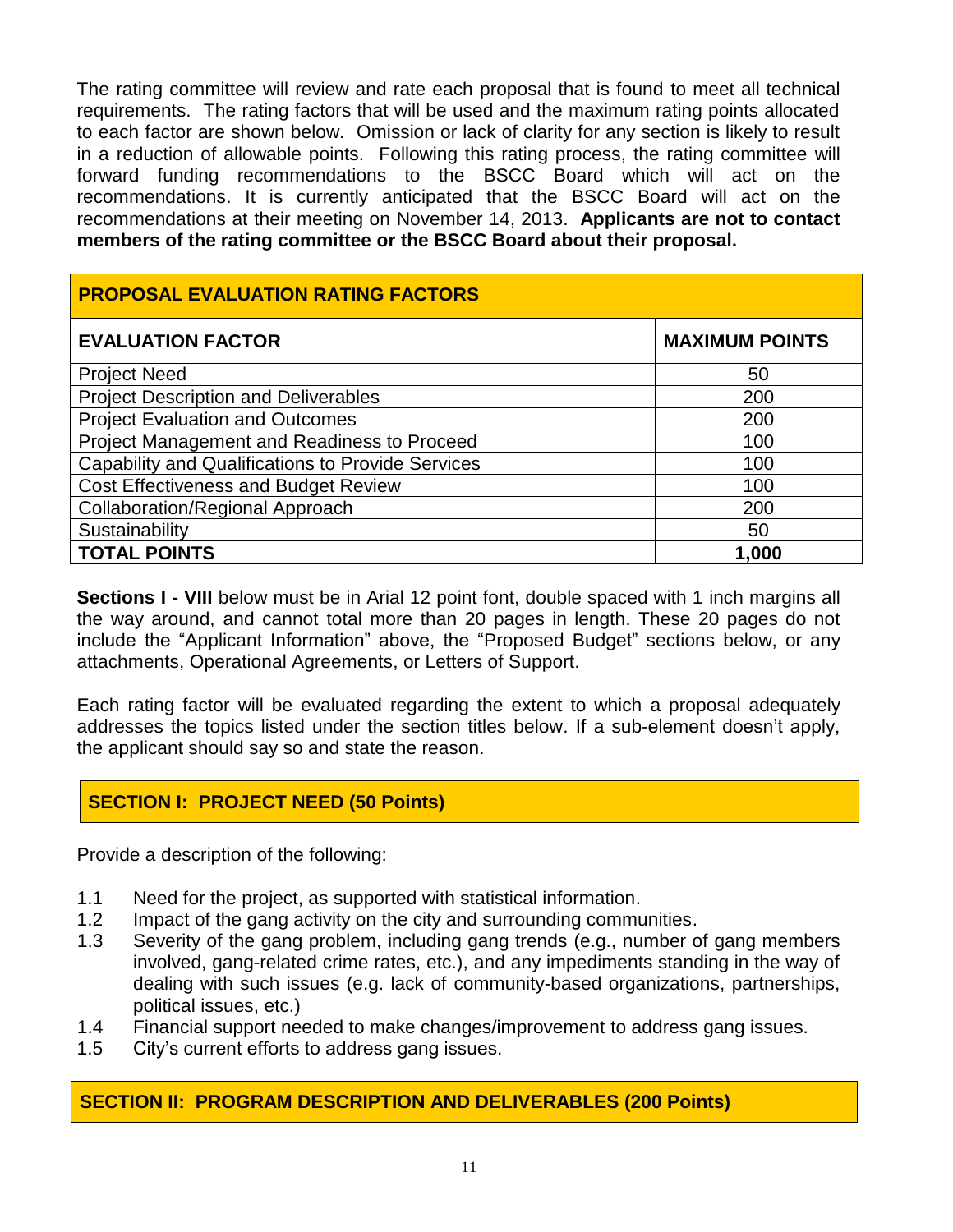The rating committee will review and rate each proposal that is found to meet all technical requirements. The rating factors that will be used and the maximum rating points allocated to each factor are shown below. Omission or lack of clarity for any section is likely to result in a reduction of allowable points. Following this rating process, the rating committee will forward funding recommendations to the BSCC Board which will act on the recommendations. It is currently anticipated that the BSCC Board will act on the recommendations at their meeting on November 14, 2013. **Applicants are not to contact members of the rating committee or the BSCC Board about their proposal.**

| **PROPOSAL EVALUATION RATING FACTORS** | |
|---|---|
| **EVALUATION FACTOR** | **MAXIMUM POINTS** |
| Project Need | 50 |
| Project Description and Deliverables | 200 |
| Project Evaluation and Outcomes | 200 |
| Project Management and Readiness to Proceed | 100 |
| Capability and Qualifications to Provide Services | 100 |
| Cost Effectiveness and Budget Review | 100 |
| Collaboration/Regional Approach | 200 |
| Sustainability | 50 |
| **TOTAL POINTS** | **1,000** |

**Sections I - VIII** below must be in Arial 12 point font, double spaced with 1 inch margins all the way around, and cannot total more than 20 pages in length. These 20 pages do not include the "Applicant Information" above, the "Proposed Budget" sections below, or any attachments, Operational Agreements, or Letters of Support.

Each rating factor will be evaluated regarding the extent to which a proposal adequately addresses the topics listed under the section titles below. If a sub-element doesn't apply, the applicant should say so and state the reason.

## SECTION I: PROJECT NEED (50 Points)

Provide a description of the following:

1.1 Need for the project, as supported with statistical information.
1.2 Impact of the gang activity on the city and surrounding communities.
1.3 Severity of the gang problem, including gang trends (e.g., number of gang members involved, gang-related crime rates, etc.), and any impediments standing in the way of dealing with such issues (e.g. lack of community-based organizations, partnerships, political issues, etc.)
1.4 Financial support needed to make changes/improvement to address gang issues.
1.5 City's current efforts to address gang issues.

## SECTION II: PROGRAM DESCRIPTION AND DELIVERABLES (200 Points)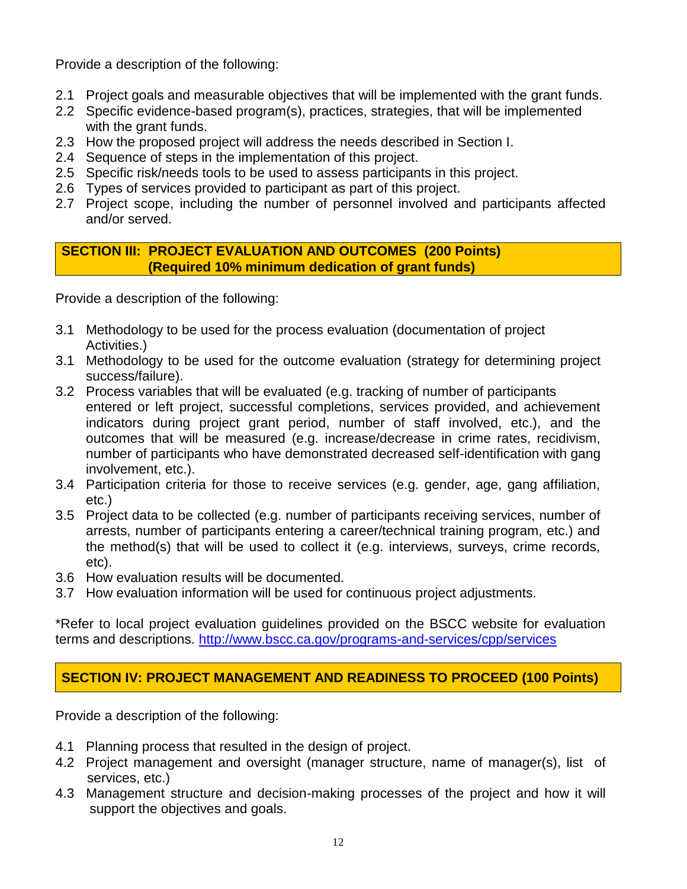Provide a description of the following:

2.1 Project goals and measurable objectives that will be implemented with the grant funds.
2.2 Specific evidence-based program(s), practices, strategies, that will be implemented with the grant funds.
2.3 How the proposed project will address the needs described in Section I.
2.4 Sequence of steps in the implementation of this project.
2.5 Specific risk/needs tools to be used to assess participants in this project.
2.6 Types of services provided to participant as part of this project.
2.7 Project scope, including the number of personnel involved and participants affected and/or served.

## SECTION III: PROJECT EVALUATION AND OUTCOMES (200 Points) (Required 10% minimum dedication of grant funds)

Provide a description of the following:

3.1 Methodology to be used for the process evaluation (documentation of project Activities.)
3.1 Methodology to be used for the outcome evaluation (strategy for determining project success/failure).
3.2 Process variables that will be evaluated (e.g. tracking of number of participants entered or left project, successful completions, services provided, and achievement indicators during project grant period, number of staff involved, etc.), and the outcomes that will be measured (e.g. increase/decrease in crime rates, recidivism, number of participants who have demonstrated decreased self-identification with gang involvement, etc.).
3.4 Participation criteria for those to receive services (e.g. gender, age, gang affiliation, etc.)
3.5 Project data to be collected (e.g. number of participants receiving services, number of arrests, number of participants entering a career/technical training program, etc.) and the method(s) that will be used to collect it (e.g. interviews, surveys, crime records, etc).
3.6 How evaluation results will be documented.
3.7 How evaluation information will be used for continuous project adjustments.

*Refer to local project evaluation guidelines provided on the BSCC website for evaluation terms and descriptions. http://www.bscc.ca.gov/programs-and-services/cpp/services

## SECTION IV: PROJECT MANAGEMENT AND READINESS TO PROCEED (100 Points)

Provide a description of the following:

4.1 Planning process that resulted in the design of project.
4.2 Project management and oversight (manager structure, name of manager(s), list of services, etc.)
4.3 Management structure and decision-making processes of the project and how it will support the objectives and goals.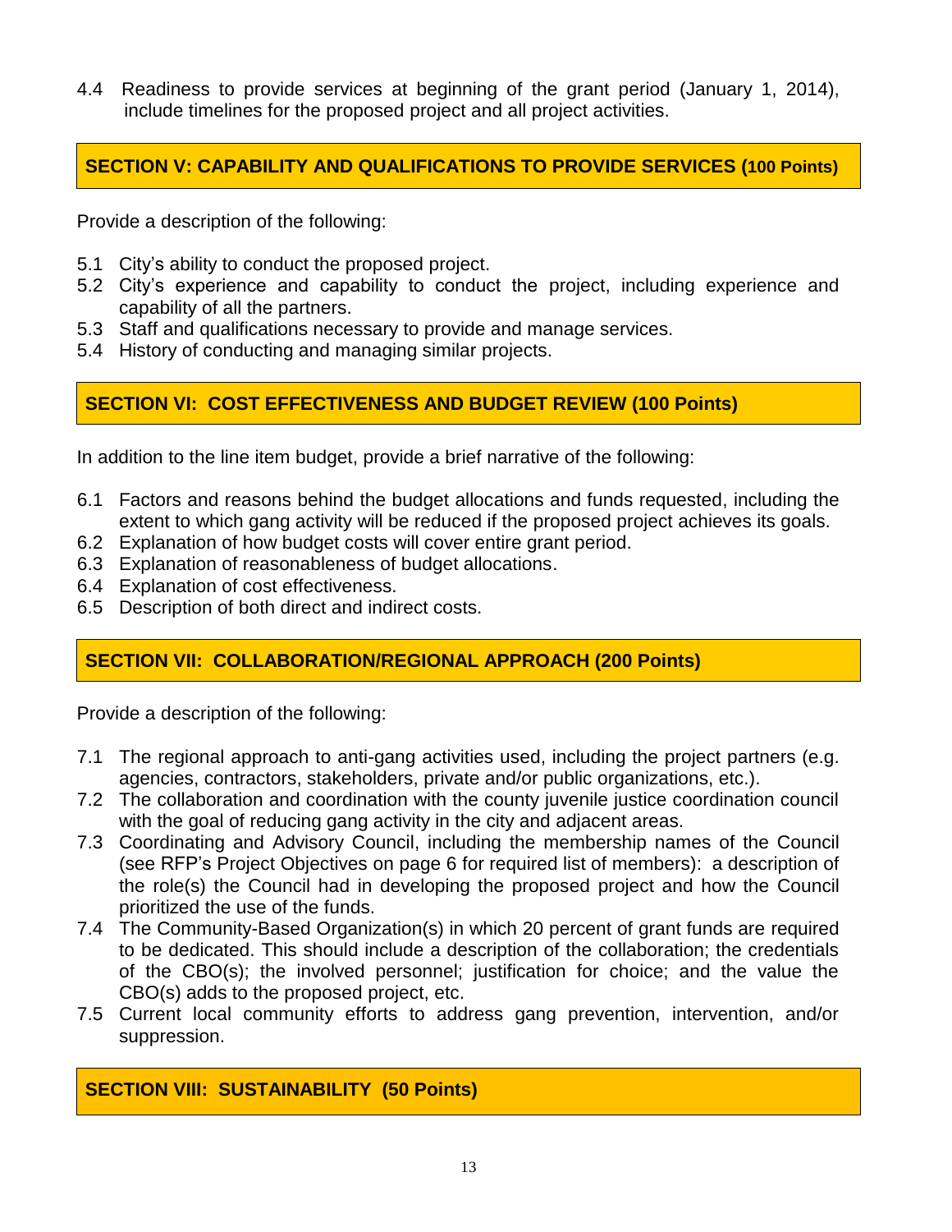4.4 Readiness to provide services at beginning of the grant period (January 1, 2014), include timelines for the proposed project and all project activities.

## SECTION V: CAPABILITY AND QUALIFICATIONS TO PROVIDE SERVICES (100 Points)

Provide a description of the following:

5.1 City's ability to conduct the proposed project.
5.2 City's experience and capability to conduct the project, including experience and capability of all the partners.
5.3 Staff and qualifications necessary to provide and manage services.
5.4 History of conducting and managing similar projects.

## SECTION VI: COST EFFECTIVENESS AND BUDGET REVIEW (100 Points)

In addition to the line item budget, provide a brief narrative of the following:

6.1 Factors and reasons behind the budget allocations and funds requested, including the extent to which gang activity will be reduced if the proposed project achieves its goals.
6.2 Explanation of how budget costs will cover entire grant period.
6.3 Explanation of reasonableness of budget allocations.
6.4 Explanation of cost effectiveness.
6.5 Description of both direct and indirect costs.

## SECTION VII: COLLABORATION/REGIONAL APPROACH (200 Points)

Provide a description of the following:

7.1 The regional approach to anti-gang activities used, including the project partners (e.g. agencies, contractors, stakeholders, private and/or public organizations, etc.).
7.2 The collaboration and coordination with the county juvenile justice coordination council with the goal of reducing gang activity in the city and adjacent areas.
7.3 Coordinating and Advisory Council, including the membership names of the Council (see RFP's Project Objectives on page 6 for required list of members): a description of the role(s) the Council had in developing the proposed project and how the Council prioritized the use of the funds.
7.4 The Community-Based Organization(s) in which 20 percent of grant funds are required to be dedicated. This should include a description of the collaboration; the credentials of the CBO(s); the involved personnel; justification for choice; and the value the CBO(s) adds to the proposed project, etc.
7.5 Current local community efforts to address gang prevention, intervention, and/or suppression.

## SECTION VIII: SUSTAINABILITY (50 Points)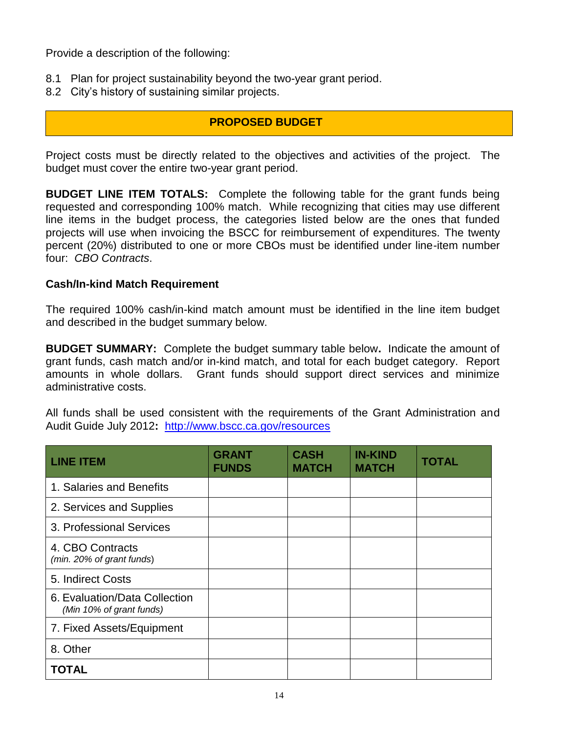Provide a description of the following:

8.1 Plan for project sustainability beyond the two-year grant period.
8.2 City's history of sustaining similar projects.

## PROPOSED BUDGET

Project costs must be directly related to the objectives and activities of the project. The budget must cover the entire two-year grant period.

**BUDGET LINE ITEM TOTALS:** Complete the following table for the grant funds being requested and corresponding 100% match. While recognizing that cities may use different line items in the budget process, the categories listed below are the ones that funded projects will use when invoicing the BSCC for reimbursement of expenditures. The twenty percent (20%) distributed to one or more CBOs must be identified under line-item number four: *CBO Contracts*.

**Cash/In-kind Match Requirement**

The required 100% cash/in-kind match amount must be identified in the line item budget and described in the budget summary below.

**BUDGET SUMMARY:** Complete the budget summary table below**.** Indicate the amount of grant funds, cash match and/or in-kind match, and total for each budget category. Report amounts in whole dollars. Grant funds should support direct services and minimize administrative costs.

All funds shall be used consistent with the requirements of the Grant Administration and Audit Guide July 2012**:** http://www.bscc.ca.gov/resources

| LINE ITEM | GRANT FUNDS | CASH MATCH | IN-KIND MATCH | TOTAL |
|---|---|---|---|---|
| 1. Salaries and Benefits | | | | |
| 2. Services and Supplies | | | | |
| 3. Professional Services | | | | |
| 4. CBO Contracts *(min. 20% of grant funds)* | | | | |
| 5. Indirect Costs | | | | |
| 6. Evaluation/Data Collection *(Min 10% of grant funds)* | | | | |
| 7. Fixed Assets/Equipment | | | | |
| 8. Other | | | | |
| **TOTAL** | | | | |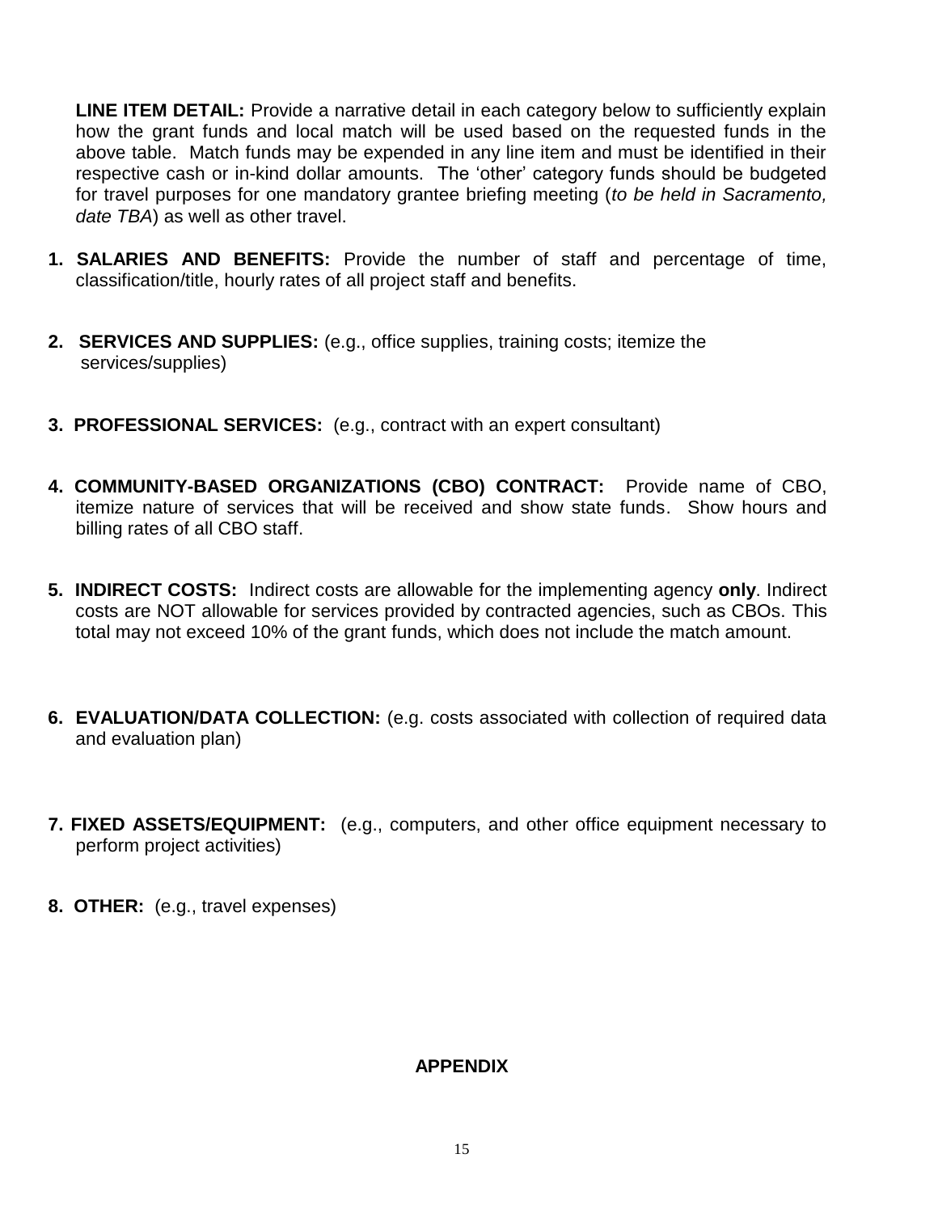**LINE ITEM DETAIL:** Provide a narrative detail in each category below to sufficiently explain how the grant funds and local match will be used based on the requested funds in the above table. Match funds may be expended in any line item and must be identified in their respective cash or in-kind dollar amounts. The 'other' category funds should be budgeted for travel purposes for one mandatory grantee briefing meeting (*to be held in Sacramento, date TBA*) as well as other travel.

1. **SALARIES AND BENEFITS:** Provide the number of staff and percentage of time, classification/title, hourly rates of all project staff and benefits.

2. **SERVICES AND SUPPLIES:** (e.g., office supplies, training costs; itemize the services/supplies)

3. **PROFESSIONAL SERVICES:** (e.g., contract with an expert consultant)

4. **COMMUNITY-BASED ORGANIZATIONS (CBO) CONTRACT:** Provide name of CBO, itemize nature of services that will be received and show state funds. Show hours and billing rates of all CBO staff.

5. **INDIRECT COSTS:** Indirect costs are allowable for the implementing agency **only**. Indirect costs are NOT allowable for services provided by contracted agencies, such as CBOs. This total may not exceed 10% of the grant funds, which does not include the match amount.

6. **EVALUATION/DATA COLLECTION:** (e.g. costs associated with collection of required data and evaluation plan)

7. **FIXED ASSETS/EQUIPMENT:** (e.g., computers, and other office equipment necessary to perform project activities)

8. **OTHER:** (e.g., travel expenses)

**APPENDIX**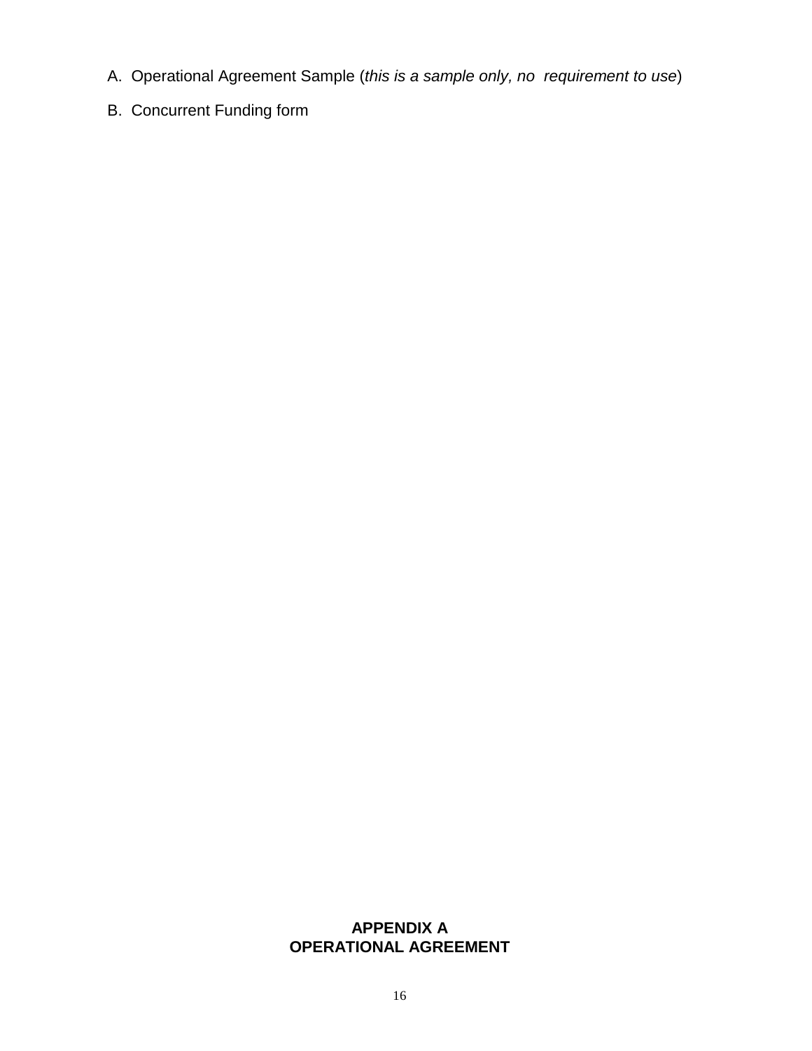A. Operational Agreement Sample (*this is a sample only, no requirement to use*)

B. Concurrent Funding form

**APPENDIX A**
**OPERATIONAL AGREEMENT**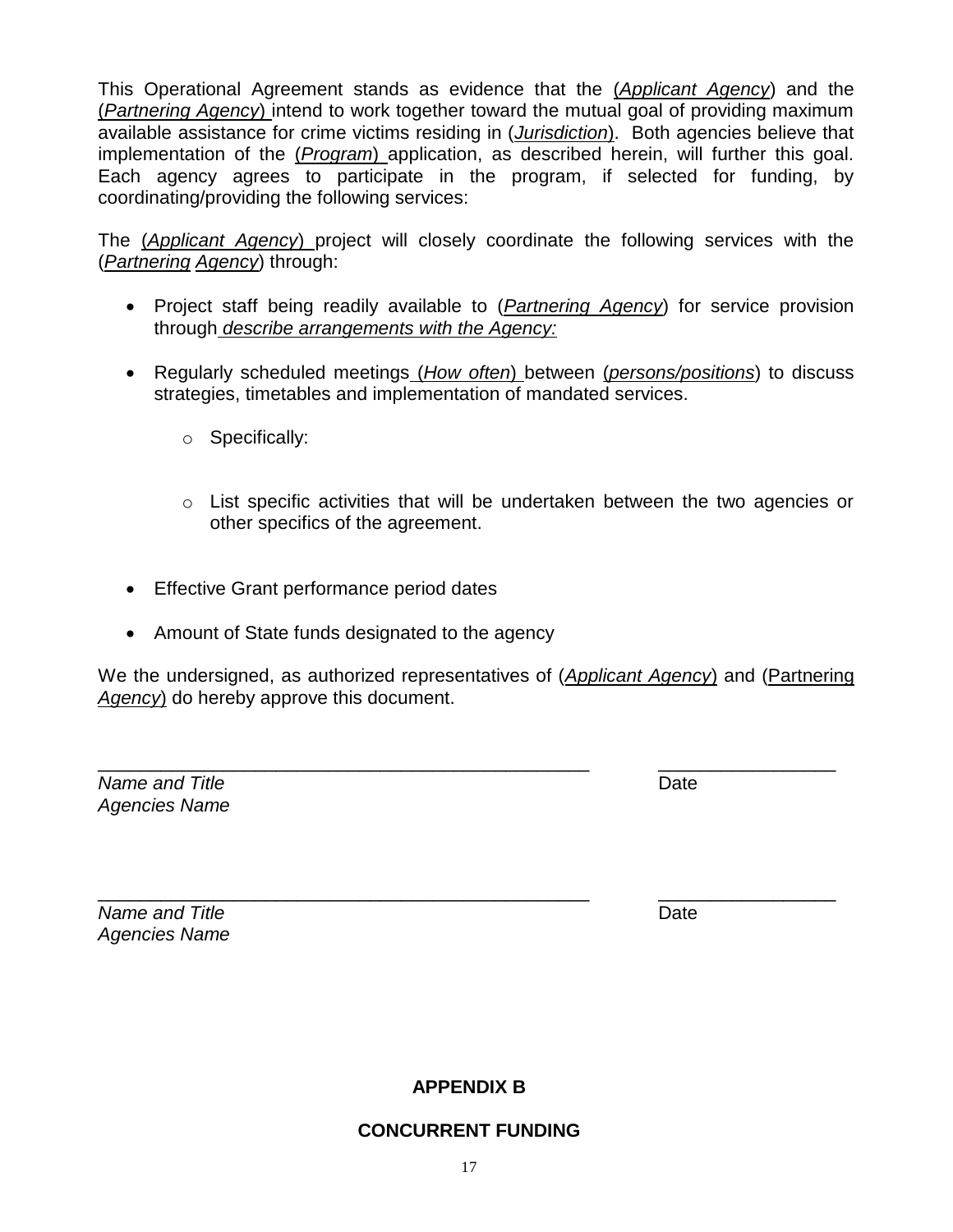This Operational Agreement stands as evidence that the (*Applicant Agency*) and the (*Partnering Agency*) intend to work together toward the mutual goal of providing maximum available assistance for crime victims residing in (*Jurisdiction*). Both agencies believe that implementation of the (*Program*) application, as described herein, will further this goal. Each agency agrees to participate in the program, if selected for funding, by coordinating/providing the following services:

The (*Applicant Agency*) project will closely coordinate the following services with the (*Partnering Agency*) through:

- Project staff being readily available to (*Partnering Agency*) for service provision through *describe arrangements with the Agency:*
- Regularly scheduled meetings (*How often*) between (*persons/positions*) to discuss strategies, timetables and implementation of mandated services.
    - Specifically:
    - List specific activities that will be undertaken between the two agencies or other specifics of the agreement.
- Effective Grant performance period dates
- Amount of State funds designated to the agency

We the undersigned, as authorized representatives of (*Applicant Agency*) and (Partnering *Agency*) do hereby approve this document.

_______________________________________________ &nbsp;&nbsp;&nbsp;&nbsp; _________________
*Name and Title* &nbsp;&nbsp;&nbsp;&nbsp; Date
*Agencies Name*

_______________________________________________ &nbsp;&nbsp;&nbsp;&nbsp; _________________
*Name and Title* &nbsp;&nbsp;&nbsp;&nbsp; Date
*Agencies Name*

## APPENDIX B

## CONCURRENT FUNDING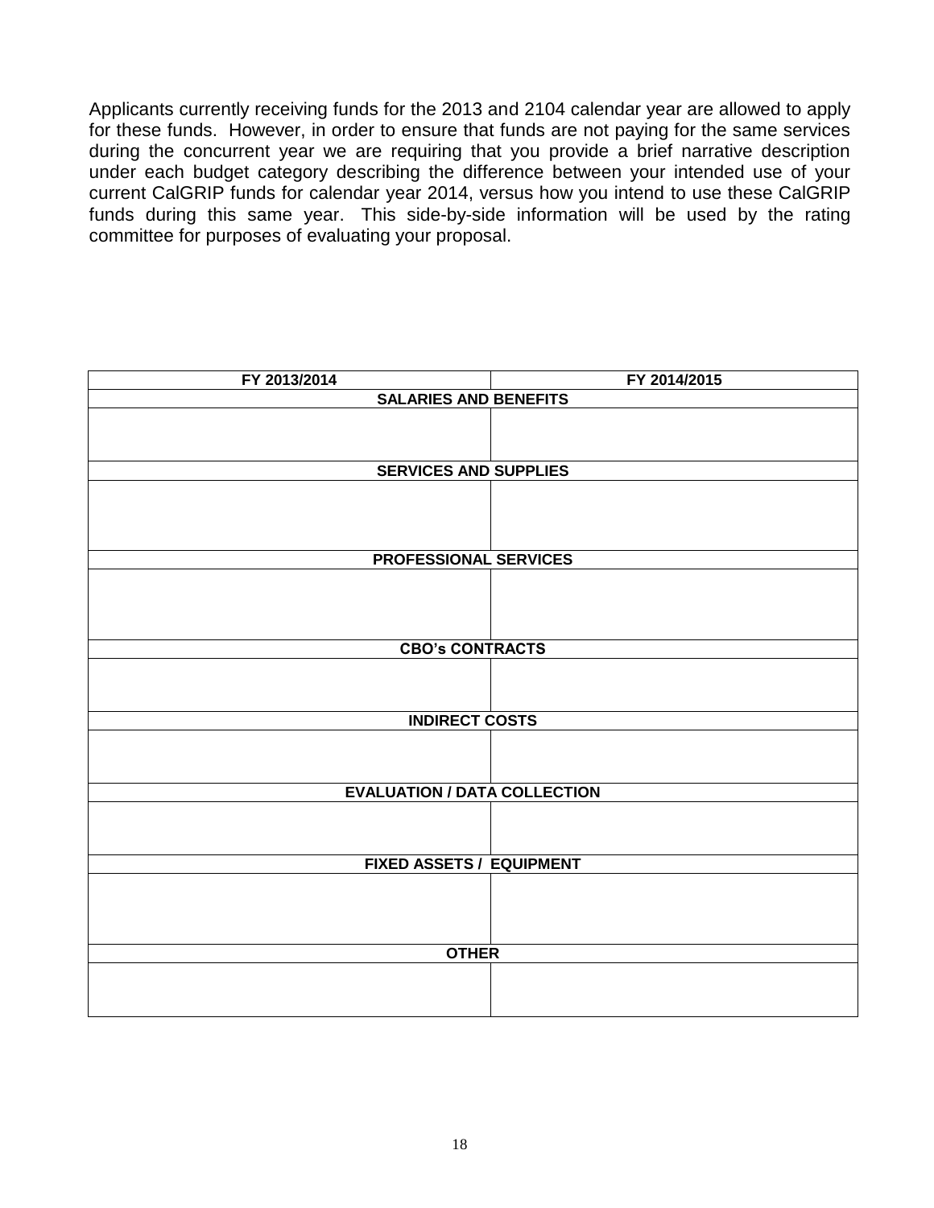Applicants currently receiving funds for the 2013 and 2104 calendar year are allowed to apply for these funds. However, in order to ensure that funds are not paying for the same services during the concurrent year we are requiring that you provide a brief narrative description under each budget category describing the difference between your intended use of your current CalGRIP funds for calendar year 2014, versus how you intend to use these CalGRIP funds during this same year. This side-by-side information will be used by the rating committee for purposes of evaluating your proposal.

| **FY 2013/2014** | **FY 2014/2015** |
|---|---|
| **SALARIES AND BENEFITS** | |
| | |
| **SERVICES AND SUPPLIES** | |
| | |
| **PROFESSIONAL SERVICES** | |
| | |
| **CBO's CONTRACTS** | |
| | |
| **INDIRECT COSTS** | |
| | |
| **EVALUATION / DATA COLLECTION** | |
| | |
| **FIXED ASSETS / EQUIPMENT** | |
| | |
| **OTHER** | |
| | |